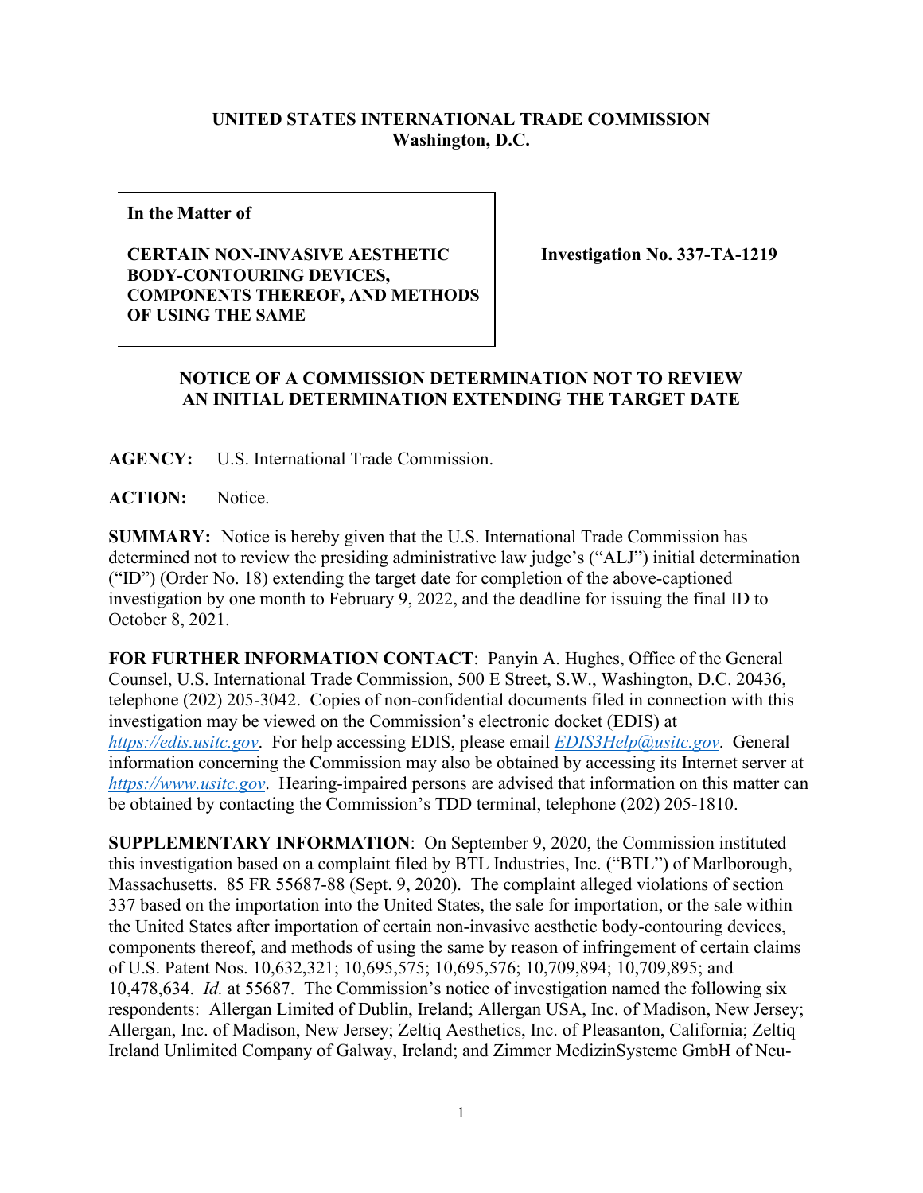**UNITED STATES INTERNATIONAL TRADE COMMISSION**
**Washington, D.C.**

| **In the Matter of**<br><br>**CERTAIN NON-INVASIVE AESTHETIC BODY-CONTOURING DEVICES, COMPONENTS THEREOF, AND METHODS OF USING THE SAME** | **Investigation No. 337-TA-1219** |
| --- | --- |

**NOTICE OF A COMMISSION DETERMINATION NOT TO REVIEW AN INITIAL DETERMINATION EXTENDING THE TARGET DATE**

**AGENCY:** U.S. International Trade Commission.

**ACTION:** Notice.

**SUMMARY:** Notice is hereby given that the U.S. International Trade Commission has determined not to review the presiding administrative law judge's ("ALJ") initial determination ("ID") (Order No. 18) extending the target date for completion of the above-captioned investigation by one month to February 9, 2022, and the deadline for issuing the final ID to October 8, 2021.

**FOR FURTHER INFORMATION CONTACT**: Panyin A. Hughes, Office of the General Counsel, U.S. International Trade Commission, 500 E Street, S.W., Washington, D.C. 20436, telephone (202) 205-3042. Copies of non-confidential documents filed in connection with this investigation may be viewed on the Commission's electronic docket (EDIS) at *https://edis.usitc.gov*. For help accessing EDIS, please email *EDIS3Help@usitc.gov*. General information concerning the Commission may also be obtained by accessing its Internet server at *https://www.usitc.gov*. Hearing-impaired persons are advised that information on this matter can be obtained by contacting the Commission's TDD terminal, telephone (202) 205-1810.

**SUPPLEMENTARY INFORMATION**: On September 9, 2020, the Commission instituted this investigation based on a complaint filed by BTL Industries, Inc. ("BTL") of Marlborough, Massachusetts. 85 FR 55687-88 (Sept. 9, 2020). The complaint alleged violations of section 337 based on the importation into the United States, the sale for importation, or the sale within the United States after importation of certain non-invasive aesthetic body-contouring devices, components thereof, and methods of using the same by reason of infringement of certain claims of U.S. Patent Nos. 10,632,321; 10,695,575; 10,695,576; 10,709,894; 10,709,895; and 10,478,634. *Id.* at 55687. The Commission's notice of investigation named the following six respondents: Allergan Limited of Dublin, Ireland; Allergan USA, Inc. of Madison, New Jersey; Allergan, Inc. of Madison, New Jersey; Zeltiq Aesthetics, Inc. of Pleasanton, California; Zeltiq Ireland Unlimited Company of Galway, Ireland; and Zimmer MedizinSysteme GmbH of Neu-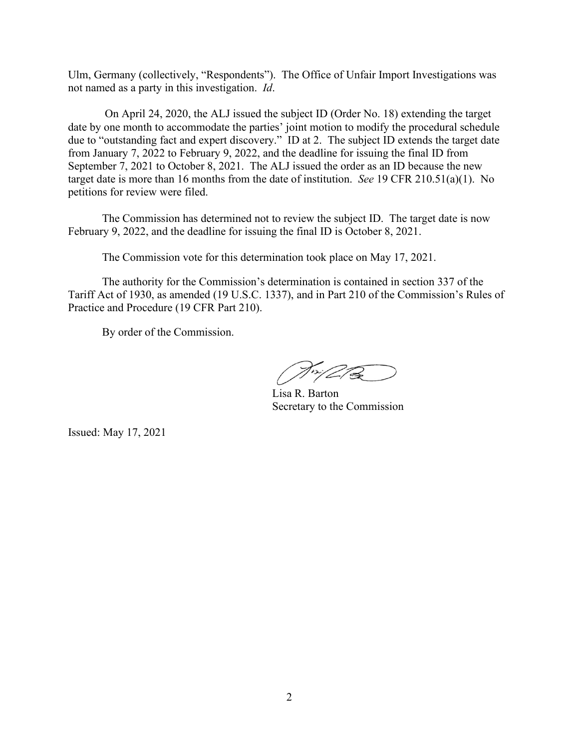Ulm, Germany (collectively, "Respondents"). The Office of Unfair Import Investigations was not named as a party in this investigation. *Id*.

On April 24, 2020, the ALJ issued the subject ID (Order No. 18) extending the target date by one month to accommodate the parties' joint motion to modify the procedural schedule due to "outstanding fact and expert discovery." ID at 2. The subject ID extends the target date from January 7, 2022 to February 9, 2022, and the deadline for issuing the final ID from September 7, 2021 to October 8, 2021. The ALJ issued the order as an ID because the new target date is more than 16 months from the date of institution. *See* 19 CFR 210.51(a)(1). No petitions for review were filed.

The Commission has determined not to review the subject ID. The target date is now February 9, 2022, and the deadline for issuing the final ID is October 8, 2021.

The Commission vote for this determination took place on May 17, 2021.

The authority for the Commission's determination is contained in section 337 of the Tariff Act of 1930, as amended (19 U.S.C. 1337), and in Part 210 of the Commission's Rules of Practice and Procedure (19 CFR Part 210).

By order of the Commission.

Lisa R. Barton
Secretary to the Commission

Issued: May 17, 2021